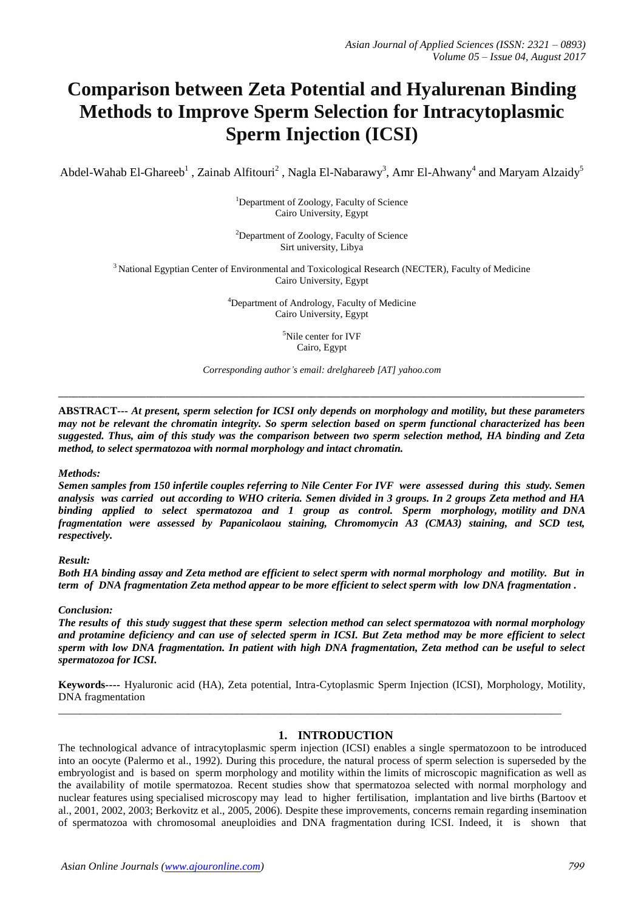# Comparison between Zeta Potential and Hyalurenan Binding Methods to Improve Sperm Selection for Intracytoplasmic Sperm Injection (ICSI)

Abdel-Wahab El-Ghareeb[1] , Zainab Alfitouri[2] , Nagla El-Nabarawy[3], Amr El-Ahwany[4] and Maryam Alzaidy[5]

[1]Department of Zoology, Faculty of Science
Cairo University, Egypt

[2]Department of Zoology, Faculty of Science
Sirt university, Libya

[3] National Egyptian Center of Environmental and Toxicological Research (NECTER), Faculty of Medicine
Cairo University, Egypt

[4]Department of Andrology, Faculty of Medicine
Cairo University, Egypt

[5]Nile center for IVF
Cairo, Egypt

*Corresponding author's email: drelghareeb [AT] yahoo.com*

---

**ABSTRACT---** ***At present, sperm selection for ICSI only depends on morphology and motility, but these parameters may not be relevant the chromatin integrity. So sperm selection based on sperm functional characterized has been suggested. Thus, aim of this study was the comparison between two sperm selection method, HA binding and Zeta method, to select spermatozoa with normal morphology and intact chromatin.***

***Methods:***

***Semen samples from 150 infertile couples referring to Nile Center For IVF were assessed during this study. Semen analysis was carried out according to WHO criteria. Semen divided in 3 groups. In 2 groups Zeta method and HA binding applied to select spermatozoa and 1 group as control. Sperm morphology, motility and DNA fragmentation were assessed by Papanicolaou staining, Chromomycin A3 (CMA3) staining, and SCD test, respectively.***

***Result:***

***Both HA binding assay and Zeta method are efficient to select sperm with normal morphology and motility. But in term of DNA fragmentation Zeta method appear to be more efficient to select sperm with low DNA fragmentation .***

***Conclusion:***

***The results of this study suggest that these sperm selection method can select spermatozoa with normal morphology and protamine deficiency and can use of selected sperm in ICSI. But Zeta method may be more efficient to select sperm with low DNA fragmentation. In patient with high DNA fragmentation, Zeta method can be useful to select spermatozoa for ICSI.***

**Keywords----** Hyaluronic acid (HA), Zeta potential, Intra-Cytoplasmic Sperm Injection (ICSI), Morphology, Motility, DNA fragmentation

---

## 1. INTRODUCTION

The technological advance of intracytoplasmic sperm injection (ICSI) enables a single spermatozoon to be introduced into an oocyte (Palermo et al., 1992). During this procedure, the natural process of sperm selection is superseded by the embryologist and is based on sperm morphology and motility within the limits of microscopic magnification as well as the availability of motile spermatozoa. Recent studies show that spermatozoa selected with normal morphology and nuclear features using specialised microscopy may lead to higher fertilisation, implantation and live births (Bartoov et al., 2001, 2002, 2003; Berkovitz et al., 2005, 2006). Despite these improvements, concerns remain regarding insemination of spermatozoa with chromosomal aneuploidies and DNA fragmentation during ICSI. Indeed, it is shown that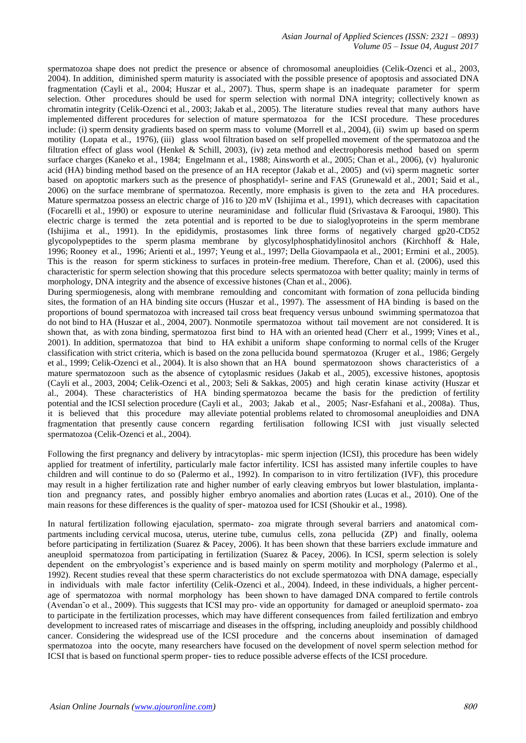spermatozoa shape does not predict the presence or absence of chromosomal aneuploidies (Celik-Ozenci et al., 2003, 2004). In addition, diminished sperm maturity is associated with the possible presence of apoptosis and associated DNA fragmentation (Cayli et al., 2004; Huszar et al., 2007). Thus, sperm shape is an inadequate parameter for sperm selection. Other procedures should be used for sperm selection with normal DNA integrity; collectively known as chromatin integrity (Celik-Ozenci et al., 2003; Jakab et al., 2005). The literature studies reveal that many authors have implemented different procedures for selection of mature spermatozoa for the ICSI procedure. These procedures include: (i) sperm density gradients based on sperm mass to volume (Morrell et al., 2004), (ii) swim up based on sperm motility (Lopata et al., 1976), (iii) glass wool filtration based on self propelled movement of the spermatozoa and the filtration effect of glass wool (Henkel & Schill, 2003), (iv) zeta method and electrophoresis method based on sperm surface charges (Kaneko et al., 1984; Engelmann et al., 1988; Ainsworth et al., 2005; Chan et al., 2006), (v) hyaluronic acid (HA) binding method based on the presence of an HA receptor (Jakab et al., 2005) and (vi) sperm magnetic sorter based on apoptotic markers such as the presence of phosphatidyl- serine and FAS (Grunewald et al., 2001; Said et al., 2006) on the surface membrane of spermatozoa. Recently, more emphasis is given to the zeta and HA procedures. Mature spermatzoa possess an electric charge of )16 to )20 mV (Ishijima et al., 1991), which decreases with capacitation (Focarelli et al., 1990) or exposure to uterine neuraminidase and follicular fluid (Srivastava & Farooqui, 1980). This electric charge is termed the zeta potential and is reported to be due to sialoglyoproteins in the sperm membrane (Ishijima et al., 1991). In the epididymis, prostasomes link three forms of negatively charged gp20-CD52 glycopolypeptides to the sperm plasma membrane by glycosylphosphatidylinositol anchors (Kirchhoff & Hale, 1996; Rooney et al., 1996; Arienti et al., 1997; Yeung et al., 1997; Della Giovampaola et al., 2001; Ermini et al., 2005). This is the reason for sperm stickiness to surfaces in protein-free medium. Therefore, Chan et al. (2006), used this characteristic for sperm selection showing that this procedure selects spermatozoa with better quality; mainly in terms of morphology, DNA integrity and the absence of excessive histones (Chan et al., 2006).

During spermiogenesis, along with membrane remoulding and concomitant with formation of zona pellucida binding sites, the formation of an HA binding site occurs (Huszar et al., 1997). The assessment of HA binding is based on the proportions of bound spermatozoa with increased tail cross beat frequency versus unbound swimming spermatozoa that do not bind to HA (Huszar et al., 2004, 2007). Nonmotile spermatozoa without tail movement are not considered. It is shown that, as with zona binding, spermatozoa first bind to HA with an oriented head (Cherr et al., 1999; Vines et al., 2001). In addition, spermatozoa that bind to HA exhibit a uniform shape conforming to normal cells of the Kruger classification with strict criteria, which is based on the zona pellucida bound spermatozoa (Kruger et al., 1986; Gergely et al., 1999; Celik-Ozenci et al., 2004). It is also shown that an HA bound spermatozoon shows characteristics of a mature spermatozoon such as the absence of cytoplasmic residues (Jakab et al., 2005), excessive histones, apoptosis (Cayli et al., 2003, 2004; Celik-Ozenci et al., 2003; Seli & Sakkas, 2005) and high ceratin kinase activity (Huszar et al., 2004). These characteristics of HA binding spermatozoa became the basis for the prediction of fertility potential and the ICSI selection procedure (Cayli et al., 2003; Jakab et al., 2005; Nasr-Esfahani et al., 2008a). Thus, it is believed that this procedure may alleviate potential problems related to chromosomal aneuploidies and DNA fragmentation that presently cause concern regarding fertilisation following ICSI with just visually selected spermatozoa (Celik-Ozenci et al., 2004).

Following the first pregnancy and delivery by intracytoplas- mic sperm injection (ICSI), this procedure has been widely applied for treatment of infertility, particularly male factor infertility. ICSI has assisted many infertile couples to have children and will continue to do so (Palermo et al., 1992). In comparison to in vitro fertilization (IVF), this procedure may result in a higher fertilization rate and higher number of early cleaving embryos but lower blastulation, implanta- tion and pregnancy rates, and possibly higher embryo anomalies and abortion rates (Lucas et al., 2010). One of the main reasons for these differences is the quality of sper- matozoa used for ICSI (Shoukir et al., 1998).

In natural fertilization following ejaculation, spermato- zoa migrate through several barriers and anatomical com- partments including cervical mucosa, uterus, uterine tube, cumulus cells, zona pellucida (ZP) and finally, oolema before participating in fertilization (Suarez & Pacey, 2006). It has been shown that these barriers exclude immature and aneuploid spermatozoa from participating in fertilization (Suarez & Pacey, 2006). In ICSI, sperm selection is solely dependent on the embryologist's experience and is based mainly on sperm motility and morphology (Palermo et al., 1992). Recent studies reveal that these sperm characteristics do not exclude spermatozoa with DNA damage, especially in individuals with male factor infertility (Celik-Ozenci et al., 2004). Indeed, in these individuals, a higher percent- age of spermatozoa with normal morphology has been shown to have damaged DNA compared to fertile controls (Avendan˜o et al., 2009). This suggests that ICSI may pro- vide an opportunity for damaged or aneuploid spermato- zoa to participate in the fertilization processes, which may have different consequences from failed fertilization and embryo development to increased rates of miscarriage and diseases in the offspring, including aneuploidy and possibly childhood cancer. Considering the widespread use of the ICSI procedure and the concerns about insemination of damaged spermatozoa into the oocyte, many researchers have focused on the development of novel sperm selection method for ICSI that is based on functional sperm proper- ties to reduce possible adverse effects of the ICSI procedure.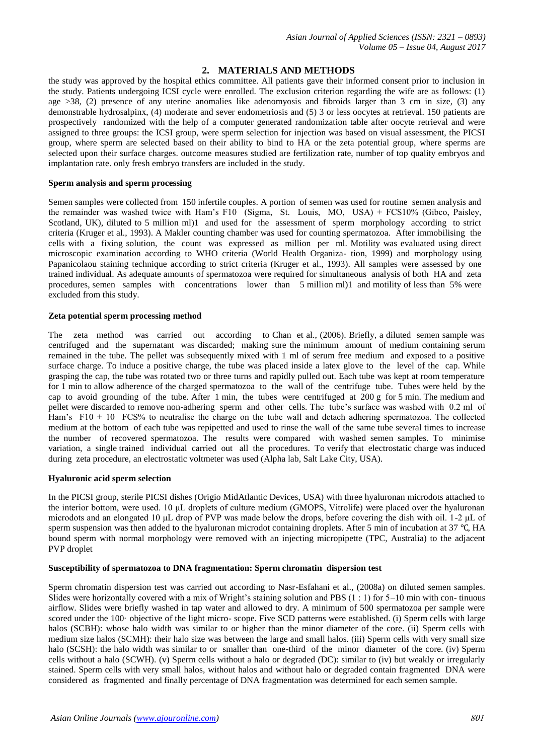## 2. MATERIALS AND METHODS

the study was approved by the hospital ethics committee. All patients gave their informed consent prior to inclusion in the study. Patients undergoing ICSI cycle were enrolled. The exclusion criterion regarding the wife are as follows: (1) age >38, (2) presence of any uterine anomalies like adenomyosis and fibroids larger than 3 cm in size, (3) any demonstrable hydrosalpinx, (4) moderate and sever endometriosis and (5) 3 or less oocytes at retrieval. 150 patients are prospectively randomized with the help of a computer generated randomization table after oocyte retrieval and were assigned to three groups: the ICSI group, were sperm selection for injection was based on visual assessment, the PICSI group, where sperm are selected based on their ability to bind to HA or the zeta potential group, where sperms are selected upon their surface charges. outcome measures studied are fertilization rate, number of top quality embryos and implantation rate. only fresh embryo transfers are included in the study.

### Sperm analysis and sperm processing

Semen samples were collected from 150 infertile couples. A portion of semen was used for routine semen analysis and the remainder was washed twice with Ham's F10 (Sigma, St. Louis, MO, USA) + FCS10% (Gibco, Paisley, Scotland, UK), diluted to 5 million ml)1 and used for the assessment of sperm morphology according to strict criteria (Kruger et al., 1993). A Makler counting chamber was used for counting spermatozoa. After immobilising the cells with a fixing solution, the count was expressed as million per ml. Motility was evaluated using direct microscopic examination according to WHO criteria (World Health Organiza- tion, 1999) and morphology using Papanicolaou staining technique according to strict criteria (Kruger et al., 1993). All samples were assessed by one trained individual. As adequate amounts of spermatozoa were required for simultaneous analysis of both HA and zeta procedures, semen samples with concentrations lower than 5 million ml)1 and motility of less than 5% were excluded from this study.

### Zeta potential sperm processing method

The zeta method was carried out according to Chan et al., (2006). Briefly, a diluted semen sample was centrifuged and the supernatant was discarded; making sure the minimum amount of medium containing serum remained in the tube. The pellet was subsequently mixed with 1 ml of serum free medium and exposed to a positive surface charge. To induce a positive charge, the tube was placed inside a latex glove to the level of the cap. While grasping the cap, the tube was rotated two or three turns and rapidly pulled out. Each tube was kept at room temperature for 1 min to allow adherence of the charged spermatozoa to the wall of the centrifuge tube. Tubes were held by the cap to avoid grounding of the tube. After 1 min, the tubes were centrifuged at 200 g for 5 min. The medium and pellet were discarded to remove non-adhering sperm and other cells. The tube's surface was washed with 0.2 ml of Ham's F10 + 10 FCS% to neutralise the charge on the tube wall and detach adhering spermatozoa. The collected medium at the bottom of each tube was repipetted and used to rinse the wall of the same tube several times to increase the number of recovered spermatozoa. The results were compared with washed semen samples. To minimise variation, a single trained individual carried out all the procedures. To verify that electrostatic charge was induced during zeta procedure, an electrostatic voltmeter was used (Alpha lab, Salt Lake City, USA).

### Hyaluronic acid sperm selection

In the PICSI group, sterile PICSI dishes (Origio MidAtlantic Devices, USA) with three hyaluronan microdots attached to the interior bottom, were used. 10 μL droplets of culture medium (GMOPS, Vitrolife) were placed over the hyaluronan microdots and an elongated 10 μL drop of PVP was made below the drops, before covering the dish with oil. 1-2 μL of sperm suspension was then added to the hyaluronan microdot containing droplets. After 5 min of incubation at 37 °C, HA bound sperm with normal morphology were removed with an injecting micropipette (TPC, Australia) to the adjacent PVP droplet

### Susceptibility of spermatozoa to DNA fragmentation: Sperm chromatin dispersion test

Sperm chromatin dispersion test was carried out according to Nasr-Esfahani et al., (2008a) on diluted semen samples. Slides were horizontally covered with a mix of Wright's staining solution and PBS (1 : 1) for 5–10 min with con- tinuous airflow. Slides were briefly washed in tap water and allowed to dry. A minimum of 500 spermatozoa per sample were scored under the 100· objective of the light micro- scope. Five SCD patterns were established. (i) Sperm cells with large halos (SCBH): whose halo width was similar to or higher than the minor diameter of the core. (ii) Sperm cells with medium size halos (SCMH): their halo size was between the large and small halos. (iii) Sperm cells with very small size halo (SCSH): the halo width was similar to or smaller than one-third of the minor diameter of the core. (iv) Sperm cells without a halo (SCWH). (v) Sperm cells without a halo or degraded (DC): similar to (iv) but weakly or irregularly stained. Sperm cells with very small halos, without halos and without halo or degraded contain fragmented DNA were considered as fragmented and finally percentage of DNA fragmentation was determined for each semen sample.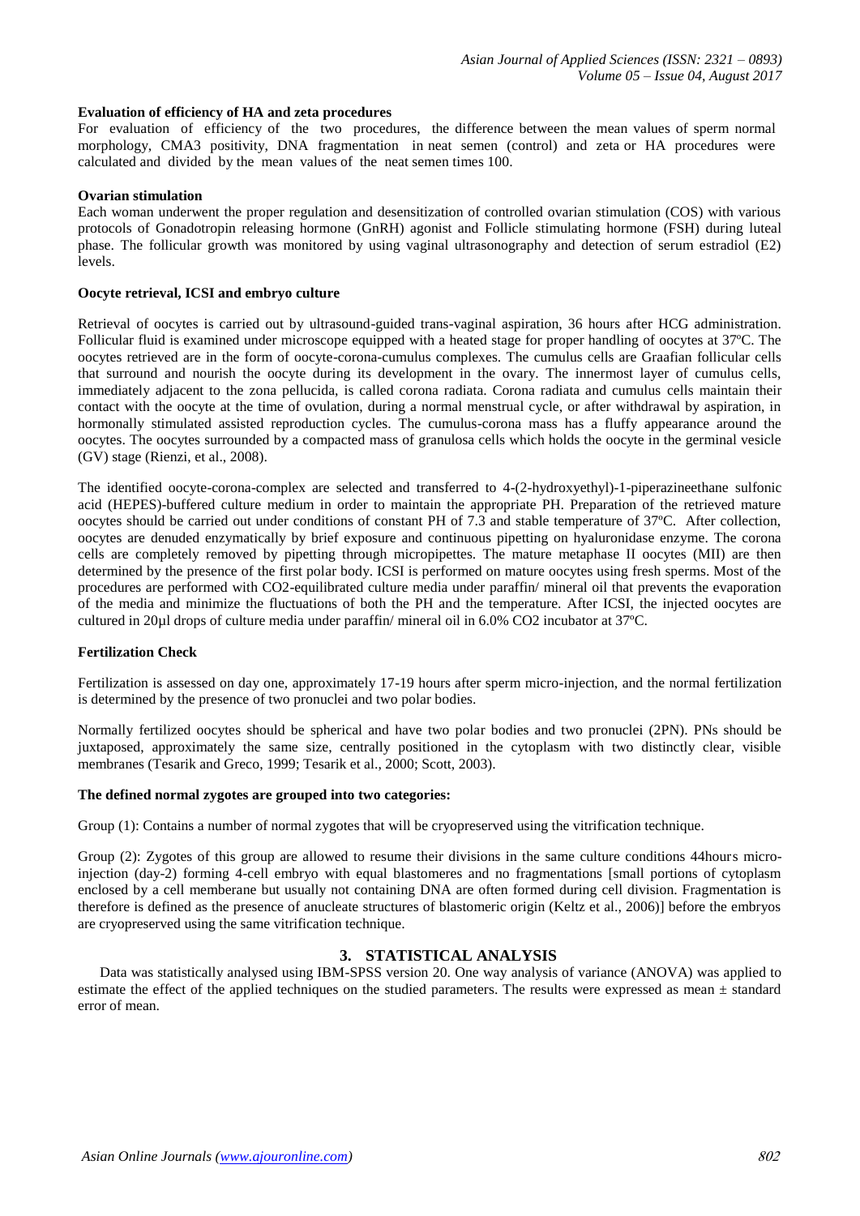**Evaluation of efficiency of HA and zeta procedures**

For evaluation of efficiency of the two procedures, the difference between the mean values of sperm normal morphology, CMA3 positivity, DNA fragmentation in neat semen (control) and zeta or HA procedures were calculated and divided by the mean values of the neat semen times 100.

**Ovarian stimulation**

Each woman underwent the proper regulation and desensitization of controlled ovarian stimulation (COS) with various protocols of Gonadotropin releasing hormone (GnRH) agonist and Follicle stimulating hormone (FSH) during luteal phase. The follicular growth was monitored by using vaginal ultrasonography and detection of serum estradiol (E2) levels.

**Oocyte retrieval, ICSI and embryo culture**

Retrieval of oocytes is carried out by ultrasound-guided trans-vaginal aspiration, 36 hours after HCG administration. Follicular fluid is examined under microscope equipped with a heated stage for proper handling of oocytes at 37ºC. The oocytes retrieved are in the form of oocyte-corona-cumulus complexes. The cumulus cells are Graafian follicular cells that surround and nourish the oocyte during its development in the ovary. The innermost layer of cumulus cells, immediately adjacent to the zona pellucida, is called corona radiata. Corona radiata and cumulus cells maintain their contact with the oocyte at the time of ovulation, during a normal menstrual cycle, or after withdrawal by aspiration, in hormonally stimulated assisted reproduction cycles. The cumulus-corona mass has a fluffy appearance around the oocytes. The oocytes surrounded by a compacted mass of granulosa cells which holds the oocyte in the germinal vesicle (GV) stage (Rienzi, et al., 2008).

The identified oocyte-corona-complex are selected and transferred to 4-(2-hydroxyethyl)-1-piperazineethane sulfonic acid (HEPES)-buffered culture medium in order to maintain the appropriate PH. Preparation of the retrieved mature oocytes should be carried out under conditions of constant PH of 7.3 and stable temperature of 37ºC. After collection, oocytes are denuded enzymatically by brief exposure and continuous pipetting on hyaluronidase enzyme. The corona cells are completely removed by pipetting through micropipettes. The mature metaphase II oocytes (MII) are then determined by the presence of the first polar body. ICSI is performed on mature oocytes using fresh sperms. Most of the procedures are performed with $CO_2$-equilibrated culture media under paraffin/ mineral oil that prevents the evaporation of the media and minimize the fluctuations of both the PH and the temperature. After ICSI, the injected oocytes are cultured in 20µl drops of culture media under paraffin/ mineral oil in 6.0% $CO_2$ incubator at 37ºC.

**Fertilization Check**

Fertilization is assessed on day one, approximately 17-19 hours after sperm micro-injection, and the normal fertilization is determined by the presence of two pronuclei and two polar bodies.

Normally fertilized oocytes should be spherical and have two polar bodies and two pronuclei (2PN). PNs should be juxtaposed, approximately the same size, centrally positioned in the cytoplasm with two distinctly clear, visible membranes (Tesarik and Greco, 1999; Tesarik et al., 2000; Scott, 2003).

**The defined normal zygotes are grouped into two categories:**

Group (1): Contains a number of normal zygotes that will be cryopreserved using the vitrification technique.

Group (2): Zygotes of this group are allowed to resume their divisions in the same culture conditions 44hours micro-injection (day-2) forming 4-cell embryo with equal blastomeres and no fragmentations [small portions of cytoplasm enclosed by a cell memberane but usually not containing DNA are often formed during cell division. Fragmentation is therefore is defined as the presence of anucleate structures of blastomeric origin (Keltz et al., 2006)] before the embryos are cryopreserved using the same vitrification technique.

## 3. STATISTICAL ANALYSIS

Data was statistically analysed using IBM-SPSS version 20. One way analysis of variance (ANOVA) was applied to estimate the effect of the applied techniques on the studied parameters. The results were expressed as mean ± standard error of mean.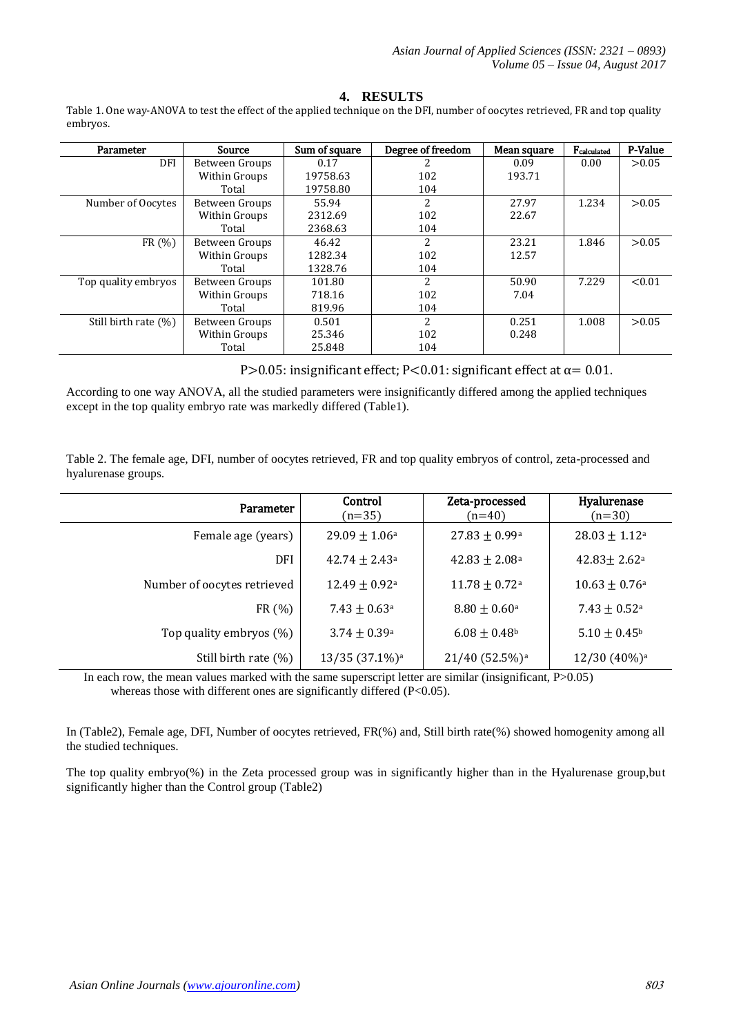## 4. RESULTS

Table 1. One way-ANOVA to test the effect of the applied technique on the DFI, number of oocytes retrieved, FR and top quality embryos.

| Parameter | Source | Sum of square | Degree of freedom | Mean square | $F_{calculated}$ | P-Value |
|---|---|---|---|---|---|---|
| DFI | Between Groups | 0.17 | 2 | 0.09 | 0.00 | >0.05 |
| | Within Groups | 19758.63 | 102 | 193.71 | | |
| | Total | 19758.80 | 104 | | | |
| Number of Oocytes | Between Groups | 55.94 | 2 | 27.97 | 1.234 | >0.05 |
| | Within Groups | 2312.69 | 102 | 22.67 | | |
| | Total | 2368.63 | 104 | | | |
| FR (%) | Between Groups | 46.42 | 2 | 23.21 | 1.846 | >0.05 |
| | Within Groups | 1282.34 | 102 | 12.57 | | |
| | Total | 1328.76 | 104 | | | |
| Top quality embryos | Between Groups | 101.80 | 2 | 50.90 | 7.229 | <0.01 |
| | Within Groups | 718.16 | 102 | 7.04 | | |
| | Total | 819.96 | 104 | | | |
| Still birth rate (%) | Between Groups | 0.501 | 2 | 0.251 | 1.008 | >0.05 |
| | Within Groups | 25.346 | 102 | 0.248 | | |
| | Total | 25.848 | 104 | | | |

$P>0.05$: insignificant effect; $P<0.01$: significant effect at $\alpha = 0.01$.

According to one way ANOVA, all the studied parameters were insignificantly differed among the applied techniques except in the top quality embryo rate was markedly differed (Table1).

Table 2. The female age, DFI, number of oocytes retrieved, FR and top quality embryos of control, zeta-processed and hyalurenase groups.

| Parameter | Control (n=35) | Zeta-processed (n=40) | Hyalurenase (n=30) |
|---|---|---|---|
| Female age (years) | $29.09 \pm 1.06^a$ | $27.83 \pm 0.99^a$ | $28.03 \pm 1.12^a$ |
| DFI | $42.74 \pm 2.43^a$ | $42.83 \pm 2.08^a$ | $42.83 \pm 2.62^a$ |
| Number of oocytes retrieved | $12.49 \pm 0.92^a$ | $11.78 \pm 0.72^a$ | $10.63 \pm 0.76^a$ |
| FR (%) | $7.43 \pm 0.63^a$ | $8.80 \pm 0.60^a$ | $7.43 \pm 0.52^a$ |
| Top quality embryos (%) | $3.74 \pm 0.39^a$ | $6.08 \pm 0.48^b$ | $5.10 \pm 0.45^b$ |
| Still birth rate (%) | 13/35 (37.1%)$^a$ | 21/40 (52.5%)$^a$ | 12/30 (40%)$^a$ |

In each row, the mean values marked with the same superscript letter are similar (insignificant, $P>0.05$) whereas those with different ones are significantly differed ($P<0.05$).

In (Table2), Female age, DFI, Number of oocytes retrieved, FR(%) and, Still birth rate(%) showed homogenity among all the studied techniques.

The top quality embryo(%) in the Zeta processed group was in significantly higher than in the Hyalurenase group,but significantly higher than the Control group (Table2)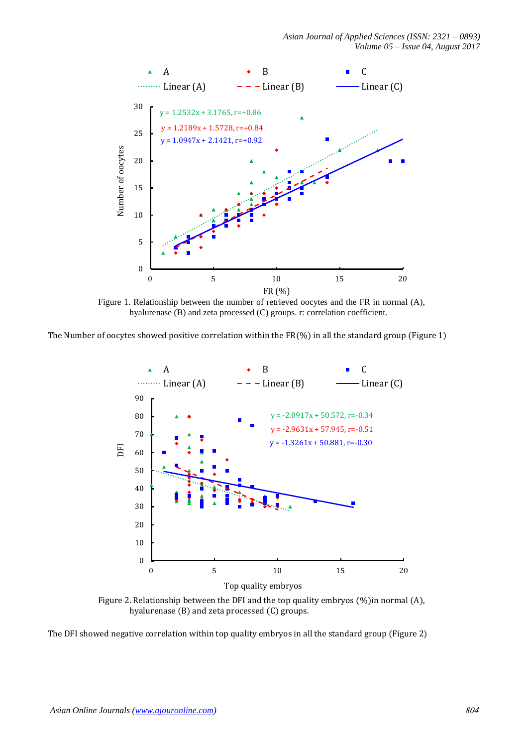Figure 1. Relationship between the number of retrieved oocytes and the FR in normal (A), hyalurenase (B) and zeta processed (C) groups. r: correlation coefficient.

The Number of oocytes showed positive correlation within the FR(%) in all the standard group (Figure 1)

Figure 2. Relationship between the DFI and the top quality embryos (%)in normal (A), hyalurenase (B) and zeta processed (C) groups.

The DFI showed negative correlation within top quality embryos in all the standard group (Figure 2)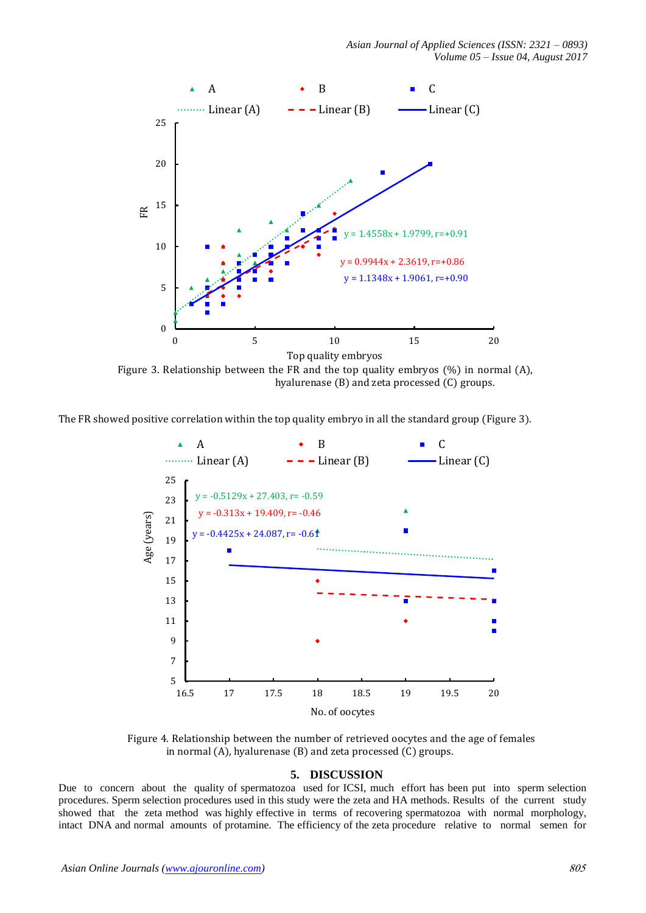Figure 3. Relationship between the FR and the top quality embryos (%) in normal (A), hyalurenase (B) and zeta processed (C) groups.

The FR showed positive correlation within the top quality embryo in all the standard group (Figure 3).

Figure 4. Relationship between the number of retrieved oocytes and the age of females in normal (A), hyalurenase (B) and zeta processed (C) groups.

## 5. DISCUSSION

Due to concern about the quality of spermatozoa used for ICSI, much effort has been put into sperm selection procedures. Sperm selection procedures used in this study were the zeta and HA methods. Results of the current study showed that the zeta method was highly effective in terms of recovering spermatozoa with normal morphology, intact DNA and normal amounts of protamine. The efficiency of the zeta procedure relative to normal semen for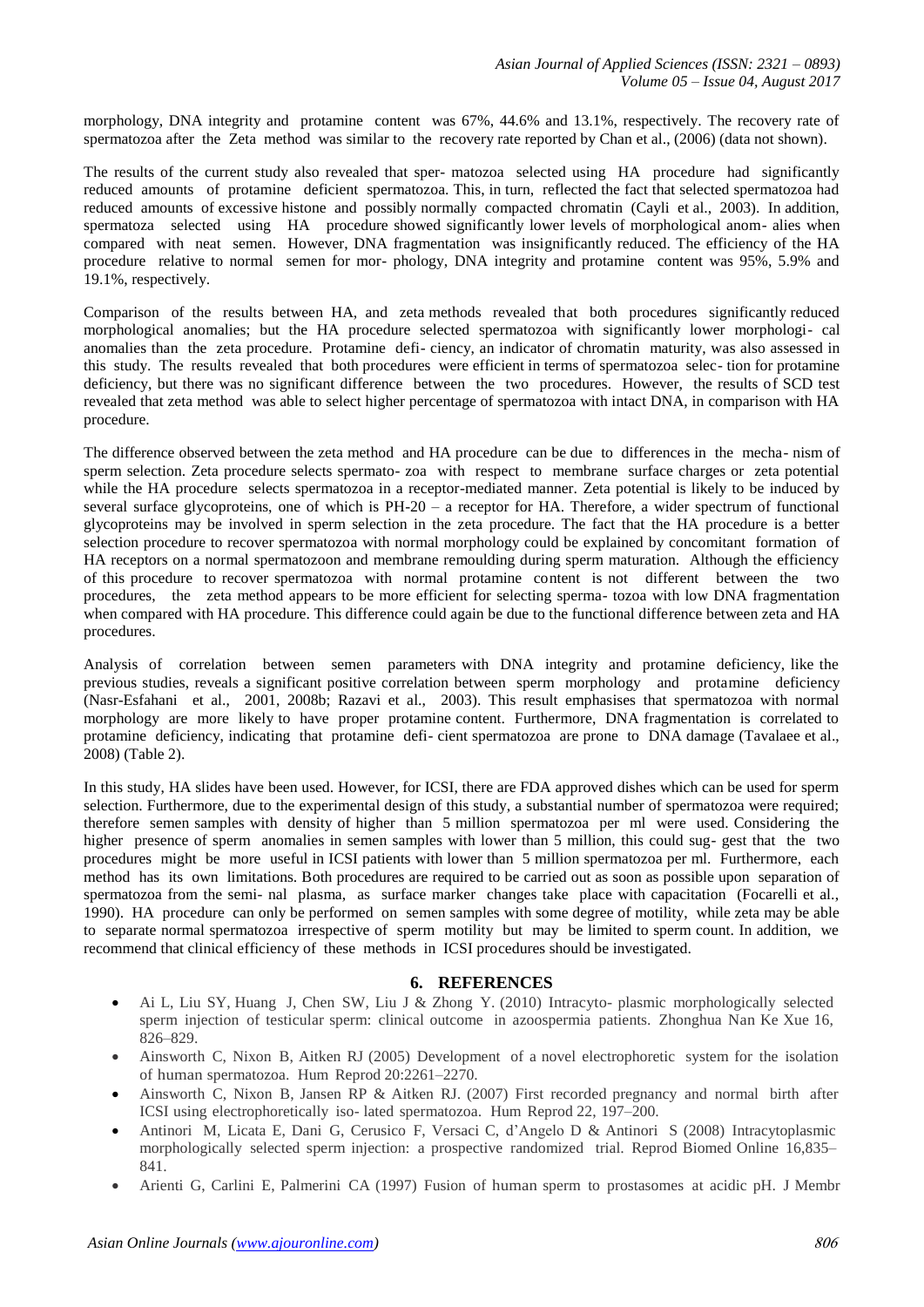morphology, DNA integrity and protamine content was 67%, 44.6% and 13.1%, respectively. The recovery rate of spermatozoa after the Zeta method was similar to the recovery rate reported by Chan et al., (2006) (data not shown).

The results of the current study also revealed that sper- matozoa selected using HA procedure had significantly reduced amounts of protamine deficient spermatozoa. This, in turn, reflected the fact that selected spermatozoa had reduced amounts of excessive histone and possibly normally compacted chromatin (Cayli et al., 2003). In addition, spermatoza selected using HA procedure showed significantly lower levels of morphological anom- alies when compared with neat semen. However, DNA fragmentation was insignificantly reduced. The efficiency of the HA procedure relative to normal semen for mor- phology, DNA integrity and protamine content was 95%, 5.9% and 19.1%, respectively.

Comparison of the results between HA, and zeta methods revealed that both procedures significantly reduced morphological anomalies; but the HA procedure selected spermatozoa with significantly lower morphologi- cal anomalies than the zeta procedure. Protamine defi- ciency, an indicator of chromatin maturity, was also assessed in this study. The results revealed that both procedures were efficient in terms of spermatozoa selec- tion for protamine deficiency, but there was no significant difference between the two procedures. However, the results of SCD test revealed that zeta method was able to select higher percentage of spermatozoa with intact DNA, in comparison with HA procedure.

The difference observed between the zeta method and HA procedure can be due to differences in the mecha- nism of sperm selection. Zeta procedure selects spermato- zoa with respect to membrane surface charges or zeta potential while the HA procedure selects spermatozoa in a receptor-mediated manner. Zeta potential is likely to be induced by several surface glycoproteins, one of which is PH-20 – a receptor for HA. Therefore, a wider spectrum of functional glycoproteins may be involved in sperm selection in the zeta procedure. The fact that the HA procedure is a better selection procedure to recover spermatozoa with normal morphology could be explained by concomitant formation of HA receptors on a normal spermatozoon and membrane remoulding during sperm maturation. Although the efficiency of this procedure to recover spermatozoa with normal protamine content is not different between the two procedures, the zeta method appears to be more efficient for selecting sperma- tozoa with low DNA fragmentation when compared with HA procedure. This difference could again be due to the functional difference between zeta and HA procedures.

Analysis of correlation between semen parameters with DNA integrity and protamine deficiency, like the previous studies, reveals a significant positive correlation between sperm morphology and protamine deficiency (Nasr-Esfahani et al., 2001, 2008b; Razavi et al., 2003). This result emphasises that spermatozoa with normal morphology are more likely to have proper protamine content. Furthermore, DNA fragmentation is correlated to protamine deficiency, indicating that protamine defi- cient spermatozoa are prone to DNA damage (Tavalaee et al., 2008) (Table 2).

In this study, HA slides have been used. However, for ICSI, there are FDA approved dishes which can be used for sperm selection. Furthermore, due to the experimental design of this study, a substantial number of spermatozoa were required; therefore semen samples with density of higher than 5 million spermatozoa per ml were used. Considering the higher presence of sperm anomalies in semen samples with lower than 5 million, this could sug- gest that the two procedures might be more useful in ICSI patients with lower than 5 million spermatozoa per ml. Furthermore, each method has its own limitations. Both procedures are required to be carried out as soon as possible upon separation of spermatozoa from the semi- nal plasma, as surface marker changes take place with capacitation (Focarelli et al., 1990). HA procedure can only be performed on semen samples with some degree of motility, while zeta may be able to separate normal spermatozoa irrespective of sperm motility but may be limited to sperm count. In addition, we recommend that clinical efficiency of these methods in ICSI procedures should be investigated.

## 6. REFERENCES

- Ai L, Liu SY, Huang J, Chen SW, Liu J & Zhong Y. (2010) Intracyto- plasmic morphologically selected sperm injection of testicular sperm: clinical outcome in azoospermia patients. Zhonghua Nan Ke Xue 16, 826–829.
- Ainsworth C, Nixon B, Aitken RJ (2005) Development of a novel electrophoretic system for the isolation of human spermatozoa. Hum Reprod 20:2261–2270.
- Ainsworth C, Nixon B, Jansen RP & Aitken RJ. (2007) First recorded pregnancy and normal birth after ICSI using electrophoretically iso- lated spermatozoa. Hum Reprod 22, 197–200.
- Antinori M, Licata E, Dani G, Cerusico F, Versaci C, d'Angelo D & Antinori S (2008) Intracytoplasmic morphologically selected sperm injection: a prospective randomized trial. Reprod Biomed Online 16,835–841.
- Arienti G, Carlini E, Palmerini CA (1997) Fusion of human sperm to prostasomes at acidic pH. J Membr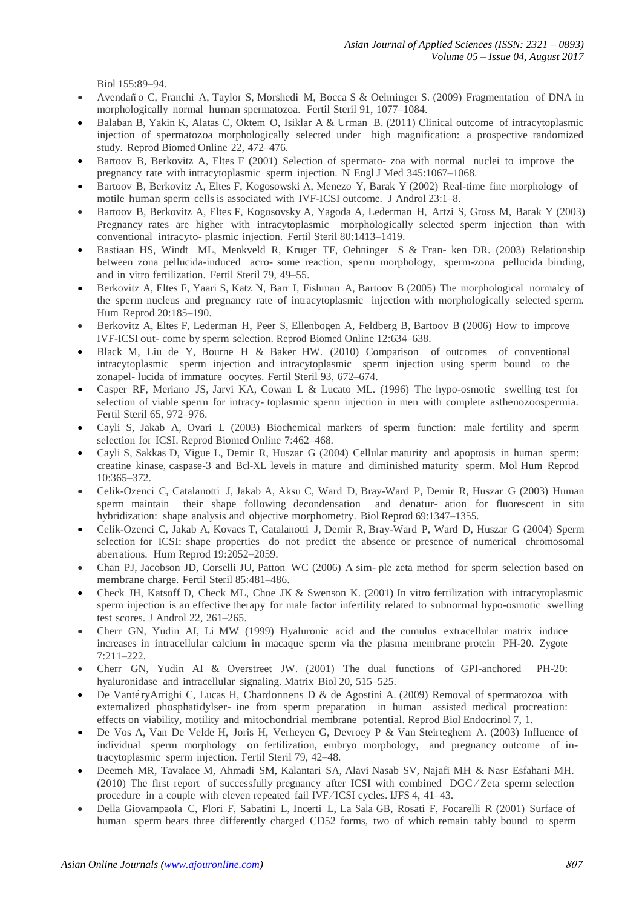Biol 155:89–94.

- Avendaño C, Franchi A, Taylor S, Morshedi M, Bocca S & Oehninger S. (2009) Fragmentation of DNA in morphologically normal human spermatozoa. Fertil Steril 91, 1077–1084.
- Balaban B, Yakin K, Alatas C, Oktem O, Isiklar A & Urman B. (2011) Clinical outcome of intracytoplasmic injection of spermatozoa morphologically selected under high magnification: a prospective randomized study. Reprod Biomed Online 22, 472–476.
- Bartoov B, Berkovitz A, Eltes F (2001) Selection of spermato- zoa with normal nuclei to improve the pregnancy rate with intracytoplasmic sperm injection. N Engl J Med 345:1067–1068.
- Bartoov B, Berkovitz A, Eltes F, Kogosowski A, Menezo Y, Barak Y (2002) Real-time fine morphology of motile human sperm cells is associated with IVF-ICSI outcome. J Androl 23:1–8.
- Bartoov B, Berkovitz A, Eltes F, Kogosovsky A, Yagoda A, Lederman H, Artzi S, Gross M, Barak Y (2003) Pregnancy rates are higher with intracytoplasmic morphologically selected sperm injection than with conventional intracyto- plasmic injection. Fertil Steril 80:1413–1419.
- Bastiaan HS, Windt ML, Menkveld R, Kruger TF, Oehninger S & Fran- ken DR. (2003) Relationship between zona pellucida-induced acro- some reaction, sperm morphology, sperm-zona pellucida binding, and in vitro fertilization. Fertil Steril 79, 49–55.
- Berkovitz A, Eltes F, Yaari S, Katz N, Barr I, Fishman A, Bartoov B (2005) The morphological normalcy of the sperm nucleus and pregnancy rate of intracytoplasmic injection with morphologically selected sperm. Hum Reprod 20:185–190.
- Berkovitz A, Eltes F, Lederman H, Peer S, Ellenbogen A, Feldberg B, Bartoov B (2006) How to improve IVF-ICSI out- come by sperm selection. Reprod Biomed Online 12:634–638.
- Black M, Liu de Y, Bourne H & Baker HW. (2010) Comparison of outcomes of conventional intracytoplasmic sperm injection and intracytoplasmic sperm injection using sperm bound to the zonapel- lucida of immature oocytes. Fertil Steril 93, 672–674.
- Casper RF, Meriano JS, Jarvi KA, Cowan L & Lucato ML. (1996) The hypo-osmotic swelling test for selection of viable sperm for intracy- toplasmic sperm injection in men with complete asthenozoospermia. Fertil Steril 65, 972–976.
- Cayli S, Jakab A, Ovari L (2003) Biochemical markers of sperm function: male fertility and sperm selection for ICSI. Reprod Biomed Online 7:462–468.
- Cayli S, Sakkas D, Vigue L, Demir R, Huszar G (2004) Cellular maturity and apoptosis in human sperm: creatine kinase, caspase-3 and Bcl-XL levels in mature and diminished maturity sperm. Mol Hum Reprod 10:365–372.
- Celik-Ozenci C, Catalanotti J, Jakab A, Aksu C, Ward D, Bray-Ward P, Demir R, Huszar G (2003) Human sperm maintain their shape following decondensation and denatur- ation for fluorescent in situ hybridization: shape analysis and objective morphometry. Biol Reprod 69:1347–1355.
- Celik-Ozenci C, Jakab A, Kovacs T, Catalanotti J, Demir R, Bray-Ward P, Ward D, Huszar G (2004) Sperm selection for ICSI: shape properties do not predict the absence or presence of numerical chromosomal aberrations. Hum Reprod 19:2052–2059.
- Chan PJ, Jacobson JD, Corselli JU, Patton WC (2006) A sim- ple zeta method for sperm selection based on membrane charge. Fertil Steril 85:481–486.
- Check JH, Katsoff D, Check ML, Choe JK & Swenson K. (2001) In vitro fertilization with intracytoplasmic sperm injection is an effective therapy for male factor infertility related to subnormal hypo-osmotic swelling test scores. J Androl 22, 261–265.
- Cherr GN, Yudin AI, Li MW (1999) Hyaluronic acid and the cumulus extracellular matrix induce increases in intracellular calcium in macaque sperm via the plasma membrane protein PH-20. Zygote 7:211–222.
- Cherr GN, Yudin AI & Overstreet JW. (2001) The dual functions of GPI-anchored PH-20: hyaluronidase and intracellular signaling. Matrix Biol 20, 515–525.
- De VantéryArrighi C, Lucas H, Chardonnens D & de Agostini A. (2009) Removal of spermatozoa with externalized phosphatidylser- ine from sperm preparation in human assisted medical procreation: effects on viability, motility and mitochondrial membrane potential. Reprod Biol Endocrinol 7, 1.
- De Vos A, Van De Velde H, Joris H, Verheyen G, Devroey P & Van Steirteghem A. (2003) Influence of individual sperm morphology on fertilization, embryo morphology, and pregnancy outcome of in- tracytoplasmic sperm injection. Fertil Steril 79, 42–48.
- Deemeh MR, Tavalaee M, Ahmadi SM, Kalantari SA, Alavi Nasab SV, Najafi MH & Nasr Esfahani MH. (2010) The first report of successfully pregnancy after ICSI with combined DGC / Zeta sperm selection procedure in a couple with eleven repeated fail IVF / ICSI cycles. IJFS 4, 41–43.
- Della Giovampaola C, Flori F, Sabatini L, Incerti L, La Sala GB, Rosati F, Focarelli R (2001) Surface of human sperm bears three differently charged CD52 forms, two of which remain tably bound to sperm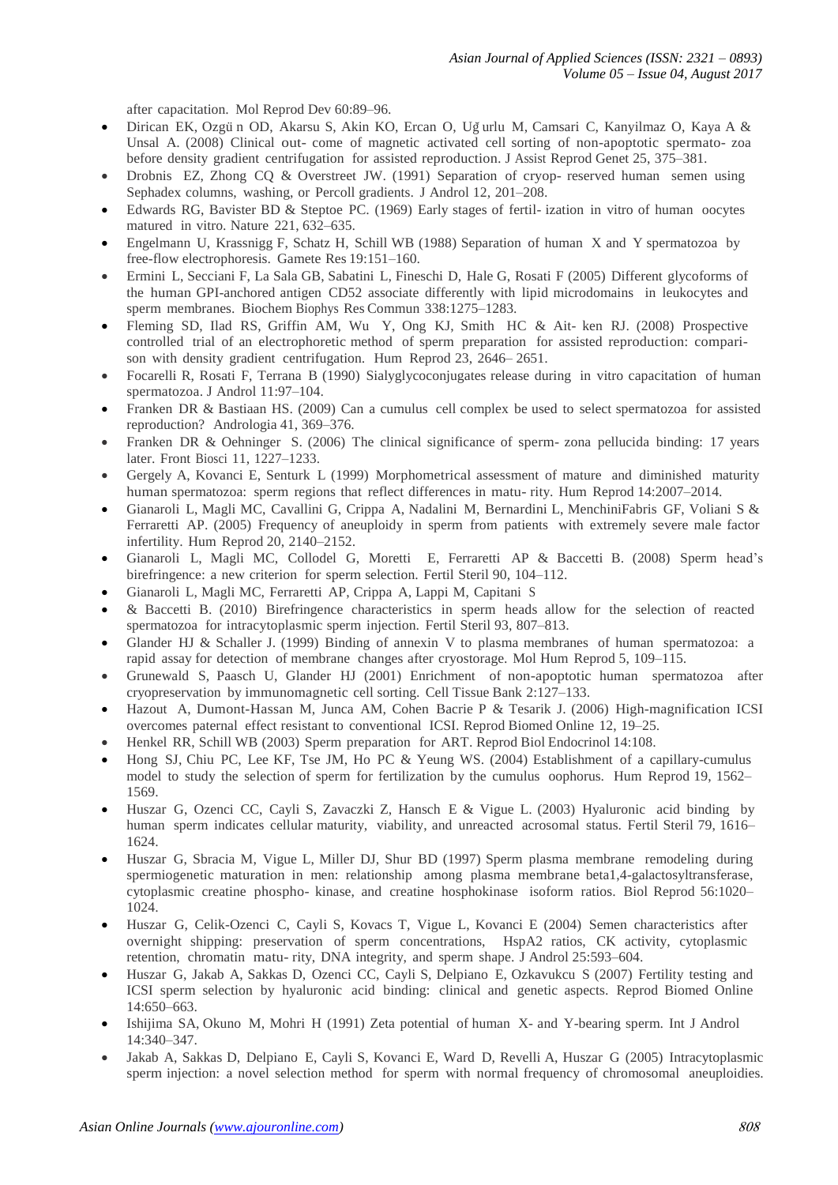after capacitation. Mol Reprod Dev 60:89–96.

- Dirican EK, Ozgü n OD, Akarsu S, Akin KO, Ercan O, Uğ urlu M, Camsari C, Kanyilmaz O, Kaya A & Unsal A. (2008) Clinical out- come of magnetic activated cell sorting of non-apoptotic spermato- zoa before density gradient centrifugation for assisted reproduction. J Assist Reprod Genet 25, 375–381.
- Drobnis EZ, Zhong CQ & Overstreet JW. (1991) Separation of cryop- reserved human semen using Sephadex columns, washing, or Percoll gradients. J Androl 12, 201–208.
- Edwards RG, Bavister BD & Steptoe PC. (1969) Early stages of fertil- ization in vitro of human oocytes matured in vitro. Nature 221, 632–635.
- Engelmann U, Krassnigg F, Schatz H, Schill WB (1988) Separation of human X and Y spermatozoa by free-flow electrophoresis. Gamete Res 19:151–160.
- Ermini L, Secciani F, La Sala GB, Sabatini L, Fineschi D, Hale G, Rosati F (2005) Different glycoforms of the human GPI-anchored antigen CD52 associate differently with lipid microdomains in leukocytes and sperm membranes. Biochem Biophys Res Commun 338:1275–1283.
- Fleming SD, Ilad RS, Griffin AM, Wu Y, Ong KJ, Smith HC & Ait- ken RJ. (2008) Prospective controlled trial of an electrophoretic method of sperm preparation for assisted reproduction: compari- son with density gradient centrifugation. Hum Reprod 23, 2646– 2651.
- Focarelli R, Rosati F, Terrana B (1990) Sialyglycoconjugates release during in vitro capacitation of human spermatozoa. J Androl 11:97–104.
- Franken DR & Bastiaan HS. (2009) Can a cumulus cell complex be used to select spermatozoa for assisted reproduction? Andrologia 41, 369–376.
- Franken DR & Oehninger S. (2006) The clinical significance of sperm- zona pellucida binding: 17 years later. Front Biosci 11, 1227–1233.
- Gergely A, Kovanci E, Senturk L (1999) Morphometrical assessment of mature and diminished maturity human spermatozoa: sperm regions that reflect differences in matu- rity. Hum Reprod 14:2007–2014.
- Gianaroli L, Magli MC, Cavallini G, Crippa A, Nadalini M, Bernardini L, MenchiniFabris GF, Voliani S & Ferraretti AP. (2005) Frequency of aneuploidy in sperm from patients with extremely severe male factor infertility. Hum Reprod 20, 2140–2152.
- Gianaroli L, Magli MC, Collodel G, Moretti E, Ferraretti AP & Baccetti B. (2008) Sperm head's birefringence: a new criterion for sperm selection. Fertil Steril 90, 104–112.
- Gianaroli L, Magli MC, Ferraretti AP, Crippa A, Lappi M, Capitani S
- & Baccetti B. (2010) Birefringence characteristics in sperm heads allow for the selection of reacted spermatozoa for intracytoplasmic sperm injection. Fertil Steril 93, 807–813.
- Glander HJ & Schaller J. (1999) Binding of annexin V to plasma membranes of human spermatozoa: a rapid assay for detection of membrane changes after cryostorage. Mol Hum Reprod 5, 109–115.
- Grunewald S, Paasch U, Glander HJ (2001) Enrichment of non-apoptotic human spermatozoa after cryopreservation by immunomagnetic cell sorting. Cell Tissue Bank 2:127–133.
- Hazout A, Dumont-Hassan M, Junca AM, Cohen Bacrie P & Tesarik J. (2006) High-magnification ICSI overcomes paternal effect resistant to conventional ICSI. Reprod Biomed Online 12, 19–25.
- Henkel RR, Schill WB (2003) Sperm preparation for ART. Reprod Biol Endocrinol 14:108.
- Hong SJ, Chiu PC, Lee KF, Tse JM, Ho PC & Yeung WS. (2004) Establishment of a capillary-cumulus model to study the selection of sperm for fertilization by the cumulus oophorus. Hum Reprod 19, 1562–1569.
- Huszar G, Ozenci CC, Cayli S, Zavaczki Z, Hansch E & Vigue L. (2003) Hyaluronic acid binding by human sperm indicates cellular maturity, viability, and unreacted acrosomal status. Fertil Steril 79, 1616–1624.
- Huszar G, Sbracia M, Vigue L, Miller DJ, Shur BD (1997) Sperm plasma membrane remodeling during spermiogenetic maturation in men: relationship among plasma membrane beta1,4-galactosyltransferase, cytoplasmic creatine phospho- kinase, and creatine hosphokinase isoform ratios. Biol Reprod 56:1020–1024.
- Huszar G, Celik-Ozenci C, Cayli S, Kovacs T, Vigue L, Kovanci E (2004) Semen characteristics after overnight shipping: preservation of sperm concentrations, HspA2 ratios, CK activity, cytoplasmic retention, chromatin matu- rity, DNA integrity, and sperm shape. J Androl 25:593–604.
- Huszar G, Jakab A, Sakkas D, Ozenci CC, Cayli S, Delpiano E, Ozkavukcu S (2007) Fertility testing and ICSI sperm selection by hyaluronic acid binding: clinical and genetic aspects. Reprod Biomed Online 14:650–663.
- Ishijima SA, Okuno M, Mohri H (1991) Zeta potential of human X- and Y-bearing sperm. Int J Androl 14:340–347.
- Jakab A, Sakkas D, Delpiano E, Cayli S, Kovanci E, Ward D, Revelli A, Huszar G (2005) Intracytoplasmic sperm injection: a novel selection method for sperm with normal frequency of chromosomal aneuploidies.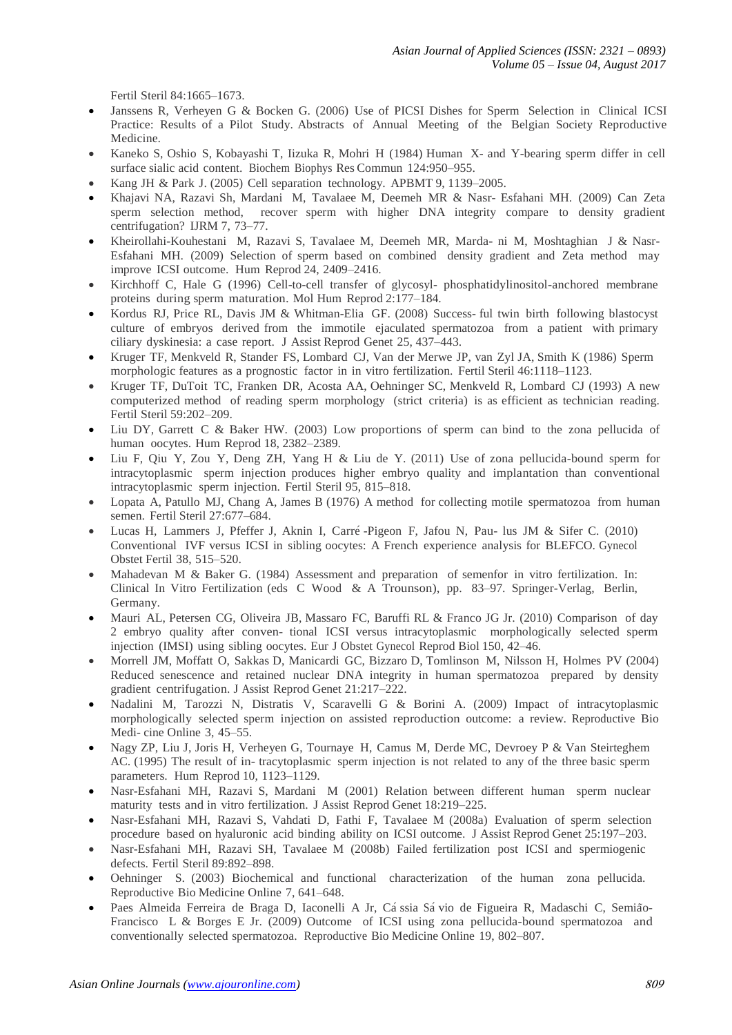Fertil Steril 84:1665–1673.

- Janssens R, Verheyen G & Bocken G. (2006) Use of PICSI Dishes for Sperm Selection in Clinical ICSI Practice: Results of a Pilot Study. Abstracts of Annual Meeting of the Belgian Society Reproductive Medicine.
- Kaneko S, Oshio S, Kobayashi T, Iizuka R, Mohri H (1984) Human X- and Y-bearing sperm differ in cell surface sialic acid content. Biochem Biophys Res Commun 124:950–955.
- Kang JH & Park J. (2005) Cell separation technology. APBMT 9, 1139–2005.
- Khajavi NA, Razavi Sh, Mardani M, Tavalaee M, Deemeh MR & Nasr- Esfahani MH. (2009) Can Zeta sperm selection method, recover sperm with higher DNA integrity compare to density gradient centrifugation? IJRM 7, 73–77.
- Kheirollahi-Kouhestani M, Razavi S, Tavalaee M, Deemeh MR, Marda- ni M, Moshtaghian J & Nasr-Esfahani MH. (2009) Selection of sperm based on combined density gradient and Zeta method may improve ICSI outcome. Hum Reprod 24, 2409–2416.
- Kirchhoff C, Hale G (1996) Cell-to-cell transfer of glycosyl- phosphatidylinositol-anchored membrane proteins during sperm maturation. Mol Hum Reprod 2:177–184.
- Kordus RJ, Price RL, Davis JM & Whitman-Elia GF. (2008) Success- ful twin birth following blastocyst culture of embryos derived from the immotile ejaculated spermatozoa from a patient with primary ciliary dyskinesia: a case report. J Assist Reprod Genet 25, 437–443.
- Kruger TF, Menkveld R, Stander FS, Lombard CJ, Van der Merwe JP, van Zyl JA, Smith K (1986) Sperm morphologic features as a prognostic factor in in vitro fertilization. Fertil Steril 46:1118–1123.
- Kruger TF, DuToit TC, Franken DR, Acosta AA, Oehninger SC, Menkveld R, Lombard CJ (1993) A new computerized method of reading sperm morphology (strict criteria) is as efficient as technician reading. Fertil Steril 59:202–209.
- Liu DY, Garrett C & Baker HW. (2003) Low proportions of sperm can bind to the zona pellucida of human oocytes. Hum Reprod 18, 2382–2389.
- Liu F, Qiu Y, Zou Y, Deng ZH, Yang H & Liu de Y. (2011) Use of zona pellucida-bound sperm for intracytoplasmic sperm injection produces higher embryo quality and implantation than conventional intracytoplasmic sperm injection. Fertil Steril 95, 815–818.
- Lopata A, Patullo MJ, Chang A, James B (1976) A method for collecting motile spermatozoa from human semen. Fertil Steril 27:677–684.
- Lucas H, Lammers J, Pfeffer J, Aknin I, Carré-Pigeon F, Jafou N, Pau- lus JM & Sifer C. (2010) Conventional IVF versus ICSI in sibling oocytes: A French experience analysis for BLEFCO. Gynecol Obstet Fertil 38, 515–520.
- Mahadevan M & Baker G. (1984) Assessment and preparation of semenfor in vitro fertilization. In: Clinical In Vitro Fertilization (eds C Wood & A Trounson), pp. 83–97. Springer-Verlag, Berlin, Germany.
- Mauri AL, Petersen CG, Oliveira JB, Massaro FC, Baruffi RL & Franco JG Jr. (2010) Comparison of day 2 embryo quality after conven- tional ICSI versus intracytoplasmic morphologically selected sperm injection (IMSI) using sibling oocytes. Eur J Obstet Gynecol Reprod Biol 150, 42–46.
- Morrell JM, Moffatt O, Sakkas D, Manicardi GC, Bizzaro D, Tomlinson M, Nilsson H, Holmes PV (2004) Reduced senescence and retained nuclear DNA integrity in human spermatozoa prepared by density gradient centrifugation. J Assist Reprod Genet 21:217–222.
- Nadalini M, Tarozzi N, Distratis V, Scaravelli G & Borini A. (2009) Impact of intracytoplasmic morphologically selected sperm injection on assisted reproduction outcome: a review. Reproductive Bio Medi- cine Online 3, 45–55.
- Nagy ZP, Liu J, Joris H, Verheyen G, Tournaye H, Camus M, Derde MC, Devroey P & Van Steirteghem AC. (1995) The result of in- tracytoplasmic sperm injection is not related to any of the three basic sperm parameters. Hum Reprod 10, 1123–1129.
- Nasr-Esfahani MH, Razavi S, Mardani M (2001) Relation between different human sperm nuclear maturity tests and in vitro fertilization. J Assist Reprod Genet 18:219–225.
- Nasr-Esfahani MH, Razavi S, Vahdati D, Fathi F, Tavalaee M (2008a) Evaluation of sperm selection procedure based on hyaluronic acid binding ability on ICSI outcome. J Assist Reprod Genet 25:197–203.
- Nasr-Esfahani MH, Razavi SH, Tavalaee M (2008b) Failed fertilization post ICSI and spermiogenic defects. Fertil Steril 89:892–898.
- Oehninger S. (2003) Biochemical and functional characterization of the human zona pellucida. Reproductive Bio Medicine Online 7, 641–648.
- Paes Almeida Ferreira de Braga D, Iaconelli A Jr, Cássia Sávio de Figueira R, Madaschi C, Semião-Francisco L & Borges E Jr. (2009) Outcome of ICSI using zona pellucida-bound spermatozoa and conventionally selected spermatozoa. Reproductive Bio Medicine Online 19, 802–807.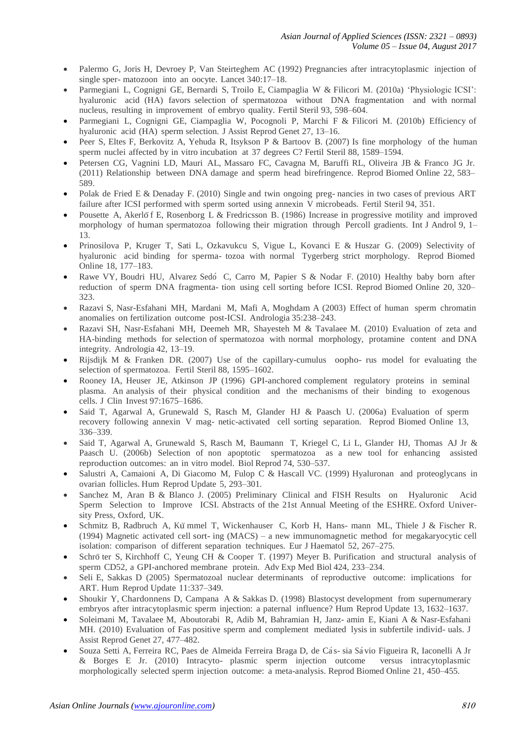- Palermo G, Joris H, Devroey P, Van Steirteghem AC (1992) Pregnancies after intracytoplasmic injection of single sper- matozoon into an oocyte. Lancet 340:17–18.
- Parmegiani L, Cognigni GE, Bernardi S, Troilo E, Ciampaglia W & Filicori M. (2010a) 'Physiologic ICSI': hyaluronic acid (HA) favors selection of spermatozoa without DNA fragmentation and with normal nucleus, resulting in improvement of embryo quality. Fertil Steril 93, 598–604.
- Parmegiani L, Cognigni GE, Ciampaglia W, Pocognoli P, Marchi F & Filicori M. (2010b) Efficiency of hyaluronic acid (HA) sperm selection. J Assist Reprod Genet 27, 13–16.
- Peer S, Eltes F, Berkovitz A, Yehuda R, Itsykson P & Bartoov B. (2007) Is fine morphology of the human sperm nuclei affected by in vitro incubation at 37 degrees C? Fertil Steril 88, 1589–1594.
- Petersen CG, Vagnini LD, Mauri AL, Massaro FC, Cavagna M, Baruffi RL, Oliveira JB & Franco JG Jr. (2011) Relationship between DNA damage and sperm head birefringence. Reprod Biomed Online 22, 583–589.
- Polak de Fried E & Denaday F. (2010) Single and twin ongoing preg- nancies in two cases of previous ART failure after ICSI performed with sperm sorted using annexin V microbeads. Fertil Steril 94, 351.
- Pousette A, Akerlöf E, Rosenborg L & Fredricsson B. (1986) Increase in progressive motility and improved morphology of human spermatozoa following their migration through Percoll gradients. Int J Androl 9, 1–13.
- Prinosilova P, Kruger T, Sati L, Ozkavukcu S, Vigue L, Kovanci E & Huszar G. (2009) Selectivity of hyaluronic acid binding for sperma- tozoa with normal Tygerberg strict morphology. Reprod Biomed Online 18, 177–183.
- Rawe VY, Boudri HU, Alvarez Sedó C, Carro M, Papier S & Nodar F. (2010) Healthy baby born after reduction of sperm DNA fragmenta- tion using cell sorting before ICSI. Reprod Biomed Online 20, 320–323.
- Razavi S, Nasr-Esfahani MH, Mardani M, Mafi A, Moghdam A (2003) Effect of human sperm chromatin anomalies on fertilization outcome post-ICSI. Andrologia 35:238–243.
- Razavi SH, Nasr-Esfahani MH, Deemeh MR, Shayesteh M & Tavalaee M. (2010) Evaluation of zeta and HA-binding methods for selection of spermatozoa with normal morphology, protamine content and DNA integrity. Andrologia 42, 13–19.
- Rijsdijk M & Franken DR. (2007) Use of the capillary-cumulus oopho- rus model for evaluating the selection of spermatozoa. Fertil Steril 88, 1595–1602.
- Rooney IA, Heuser JE, Atkinson JP (1996) GPI-anchored complement regulatory proteins in seminal plasma. An analysis of their physical condition and the mechanisms of their binding to exogenous cells. J Clin Invest 97:1675–1686.
- Said T, Agarwal A, Grunewald S, Rasch M, Glander HJ & Paasch U. (2006a) Evaluation of sperm recovery following annexin V mag- netic-activated cell sorting separation. Reprod Biomed Online 13, 336–339.
- Said T, Agarwal A, Grunewald S, Rasch M, Baumann T, Kriegel C, Li L, Glander HJ, Thomas AJ Jr & Paasch U. (2006b) Selection of non apoptotic spermatozoa as a new tool for enhancing assisted reproduction outcomes: an in vitro model. Biol Reprod 74, 530–537.
- Salustri A, Camaioni A, Di Giacomo M, Fulop C & Hascall VC. (1999) Hyaluronan and proteoglycans in ovarian follicles. Hum Reprod Update 5, 293–301.
- Sanchez M, Aran B & Blanco J. (2005) Preliminary Clinical and FISH Results on Hyaluronic Acid Sperm Selection to Improve ICSI. Abstracts of the 21st Annual Meeting of the ESHRE. Oxford University Press, Oxford, UK.
- Schmitz B, Radbruch A, Kümmel T, Wickenhauser C, Korb H, Hans- mann ML, Thiele J & Fischer R. (1994) Magnetic activated cell sort- ing (MACS) – a new immunomagnetic method for megakaryocytic cell isolation: comparison of different separation techniques. Eur J Haematol 52, 267–275.
- Schröter S, Kirchhoff C, Yeung CH & Cooper T. (1997) Meyer B. Purification and structural analysis of sperm CD52, a GPI-anchored membrane protein. Adv Exp Med Biol 424, 233–234.
- Seli E, Sakkas D (2005) Spermatozoal nuclear determinants of reproductive outcome: implications for ART. Hum Reprod Update 11:337–349.
- Shoukir Y, Chardonnens D, Campana A & Sakkas D. (1998) Blastocyst development from supernumerary embryos after intracytoplasmic sperm injection: a paternal influence? Hum Reprod Update 13, 1632–1637.
- Soleimani M, Tavalaee M, Aboutorabi R, Adib M, Bahramian H, Janz- amin E, Kiani A & Nasr-Esfahani MH. (2010) Evaluation of Fas positive sperm and complement mediated lysis in subfertile individ- uals. J Assist Reprod Genet 27, 477–482.
- Souza Setti A, Ferreira RC, Paes de Almeida Ferreira Braga D, de Cás- sia Sávio Figueira R, Iaconelli A Jr & Borges E Jr. (2010) Intracyto- plasmic sperm injection outcome versus intracytoplasmic morphologically selected sperm injection outcome: a meta-analysis. Reprod Biomed Online 21, 450–455.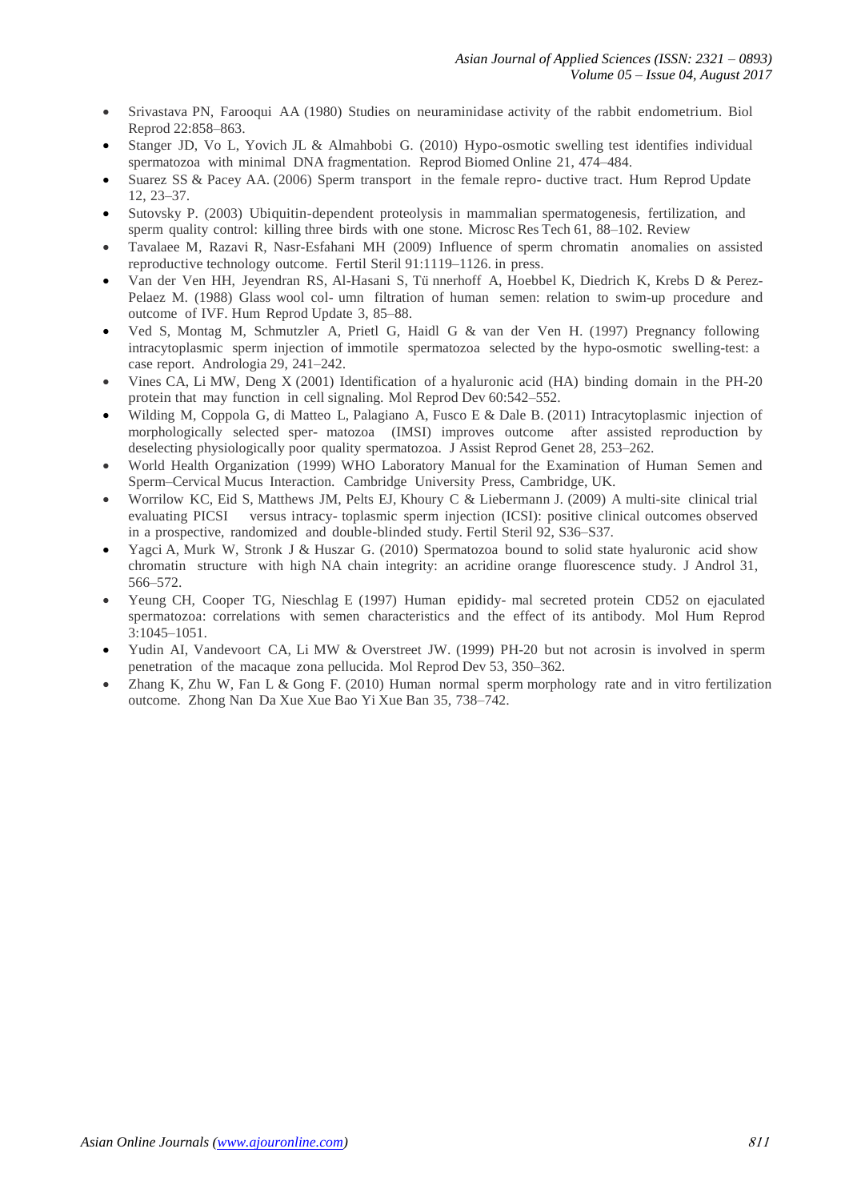- Srivastava PN, Farooqui AA (1980) Studies on neuraminidase activity of the rabbit endometrium. Biol Reprod 22:858–863.
- Stanger JD, Vo L, Yovich JL & Almahbobi G. (2010) Hypo-osmotic swelling test identifies individual spermatozoa with minimal DNA fragmentation. Reprod Biomed Online 21, 474–484.
- Suarez SS & Pacey AA. (2006) Sperm transport in the female repro- ductive tract. Hum Reprod Update 12, 23–37.
- Sutovsky P. (2003) Ubiquitin-dependent proteolysis in mammalian spermatogenesis, fertilization, and sperm quality control: killing three birds with one stone. Microsc Res Tech 61, 88–102. Review
- Tavalaee M, Razavi R, Nasr-Esfahani MH (2009) Influence of sperm chromatin anomalies on assisted reproductive technology outcome. Fertil Steril 91:1119–1126. in press.
- Van der Ven HH, Jeyendran RS, Al-Hasani S, Tü nnerhoff A, Hoebbel K, Diedrich K, Krebs D & Perez-Pelaez M. (1988) Glass wool col- umn filtration of human semen: relation to swim-up procedure and outcome of IVF. Hum Reprod Update 3, 85–88.
- Ved S, Montag M, Schmutzler A, Prietl G, Haidl G & van der Ven H. (1997) Pregnancy following intracytoplasmic sperm injection of immotile spermatozoa selected by the hypo-osmotic swelling-test: a case report. Andrologia 29, 241–242.
- Vines CA, Li MW, Deng X (2001) Identification of a hyaluronic acid (HA) binding domain in the PH-20 protein that may function in cell signaling. Mol Reprod Dev 60:542–552.
- Wilding M, Coppola G, di Matteo L, Palagiano A, Fusco E & Dale B. (2011) Intracytoplasmic injection of morphologically selected sper- matozoa (IMSI) improves outcome after assisted reproduction by deselecting physiologically poor quality spermatozoa. J Assist Reprod Genet 28, 253–262.
- World Health Organization (1999) WHO Laboratory Manual for the Examination of Human Semen and Sperm–Cervical Mucus Interaction. Cambridge University Press, Cambridge, UK.
- Worrilow KC, Eid S, Matthews JM, Pelts EJ, Khoury C & Liebermann J. (2009) A multi-site clinical trial evaluating PICSI versus intracy- toplasmic sperm injection (ICSI): positive clinical outcomes observed in a prospective, randomized and double-blinded study. Fertil Steril 92, S36–S37.
- Yagci A, Murk W, Stronk J & Huszar G. (2010) Spermatozoa bound to solid state hyaluronic acid show chromatin structure with high NA chain integrity: an acridine orange fluorescence study. J Androl 31, 566–572.
- Yeung CH, Cooper TG, Nieschlag E (1997) Human epididy- mal secreted protein CD52 on ejaculated spermatozoa: correlations with semen characteristics and the effect of its antibody. Mol Hum Reprod 3:1045–1051.
- Yudin AI, Vandevoort CA, Li MW & Overstreet JW. (1999) PH-20 but not acrosin is involved in sperm penetration of the macaque zona pellucida. Mol Reprod Dev 53, 350–362.
- Zhang K, Zhu W, Fan L & Gong F. (2010) Human normal sperm morphology rate and in vitro fertilization outcome. Zhong Nan Da Xue Xue Bao Yi Xue Ban 35, 738–742.